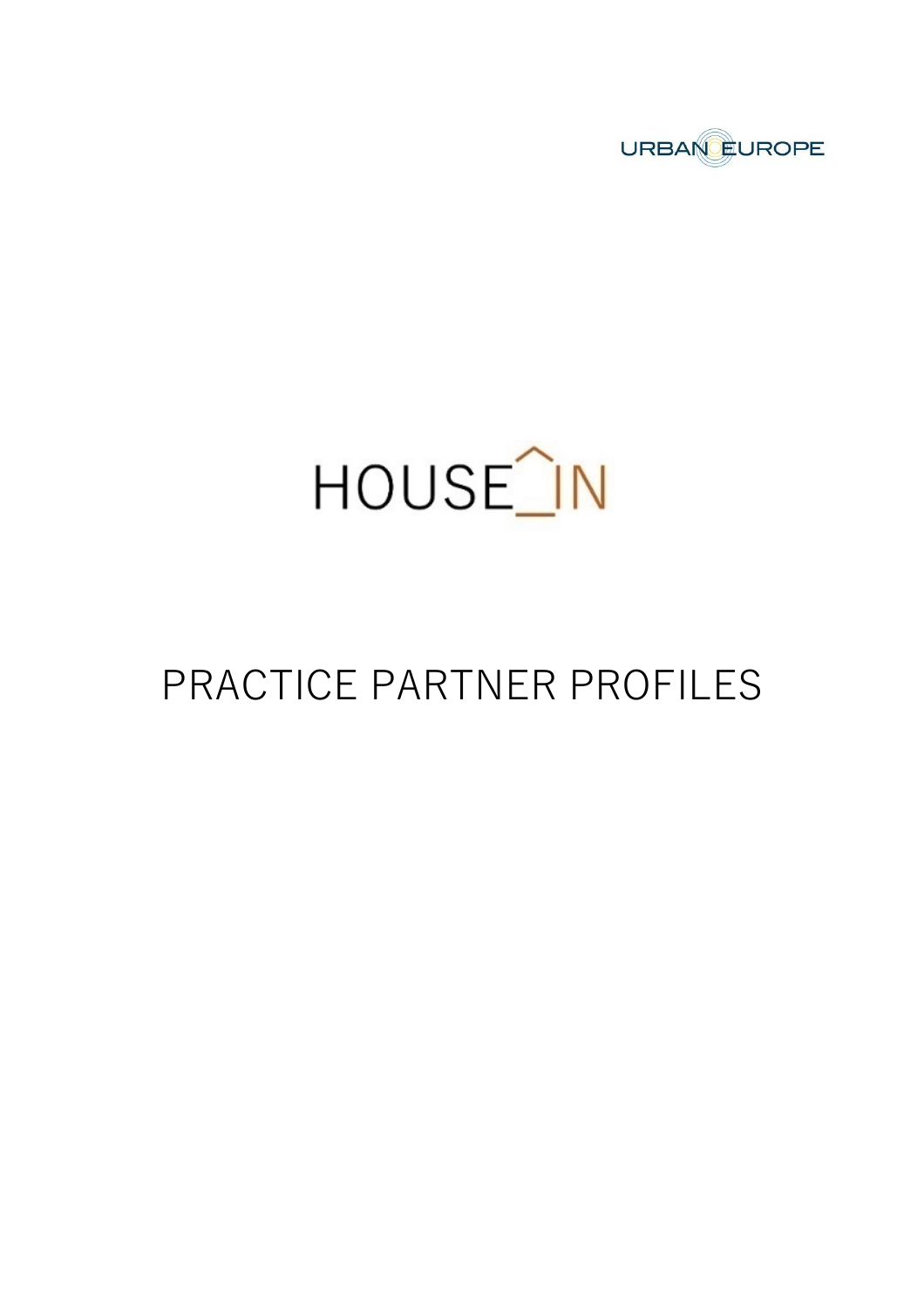URBAN EUROPE

# HOUSE_IN

# PRACTICE PARTNER PROFILES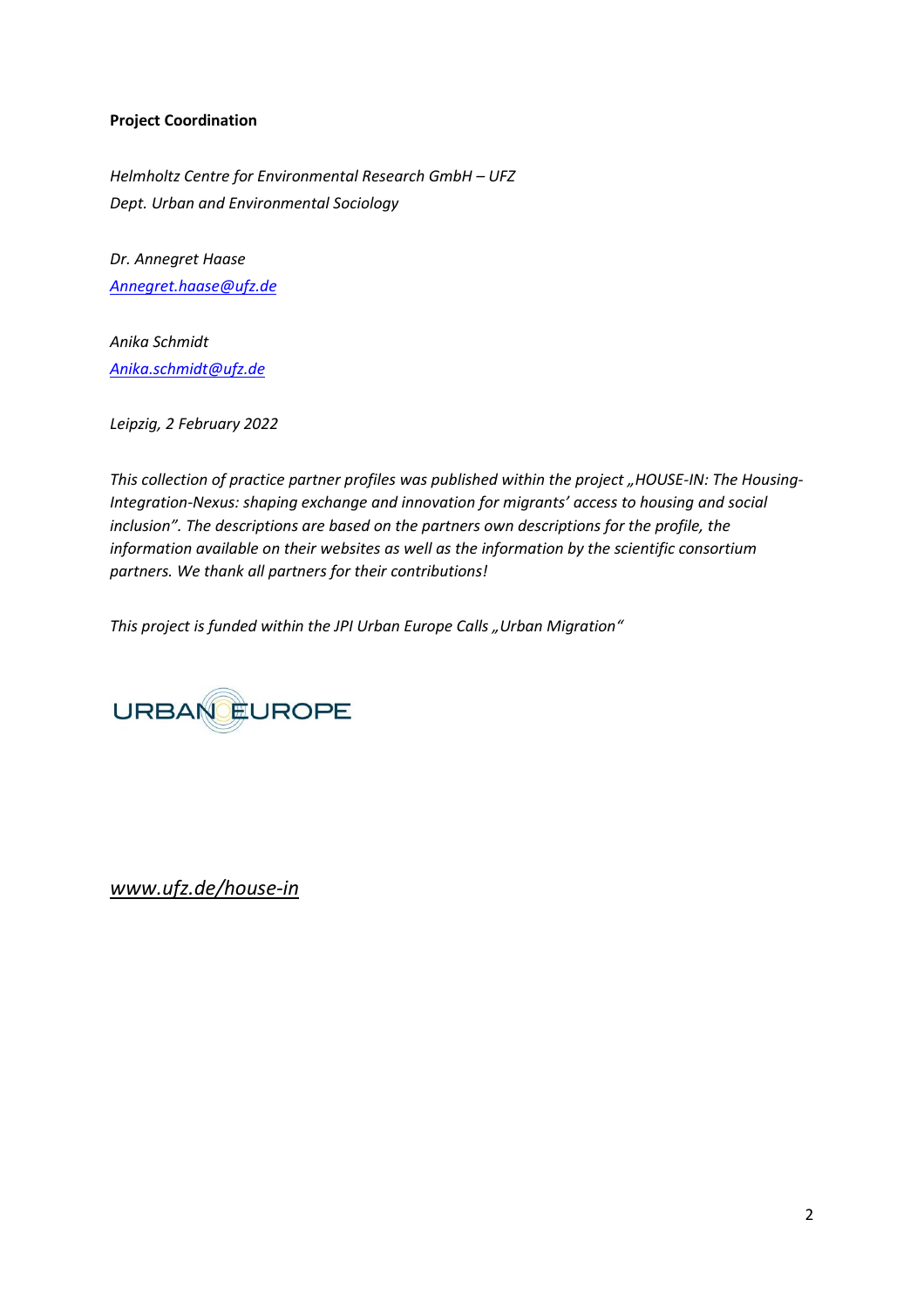**Project Coordination**

*Helmholtz Centre for Environmental Research GmbH – UFZ*
*Dept. Urban and Environmental Sociology*

*Dr. Annegret Haase*
*Annegret.haase@ufz.de*

*Anika Schmidt*
*Anika.schmidt@ufz.de*

*Leipzig, 2 February 2022*

*This collection of practice partner profiles was published within the project „HOUSE-IN: The Housing-Integration-Nexus: shaping exchange and innovation for migrants' access to housing and social inclusion". The descriptions are based on the partners own descriptions for the profile, the information available on their websites as well as the information by the scientific consortium partners. We thank all partners for their contributions!*

*This project is funded within the JPI Urban Europe Calls „Urban Migration"*

URBAN EUROPE

*www.ufz.de/house-in*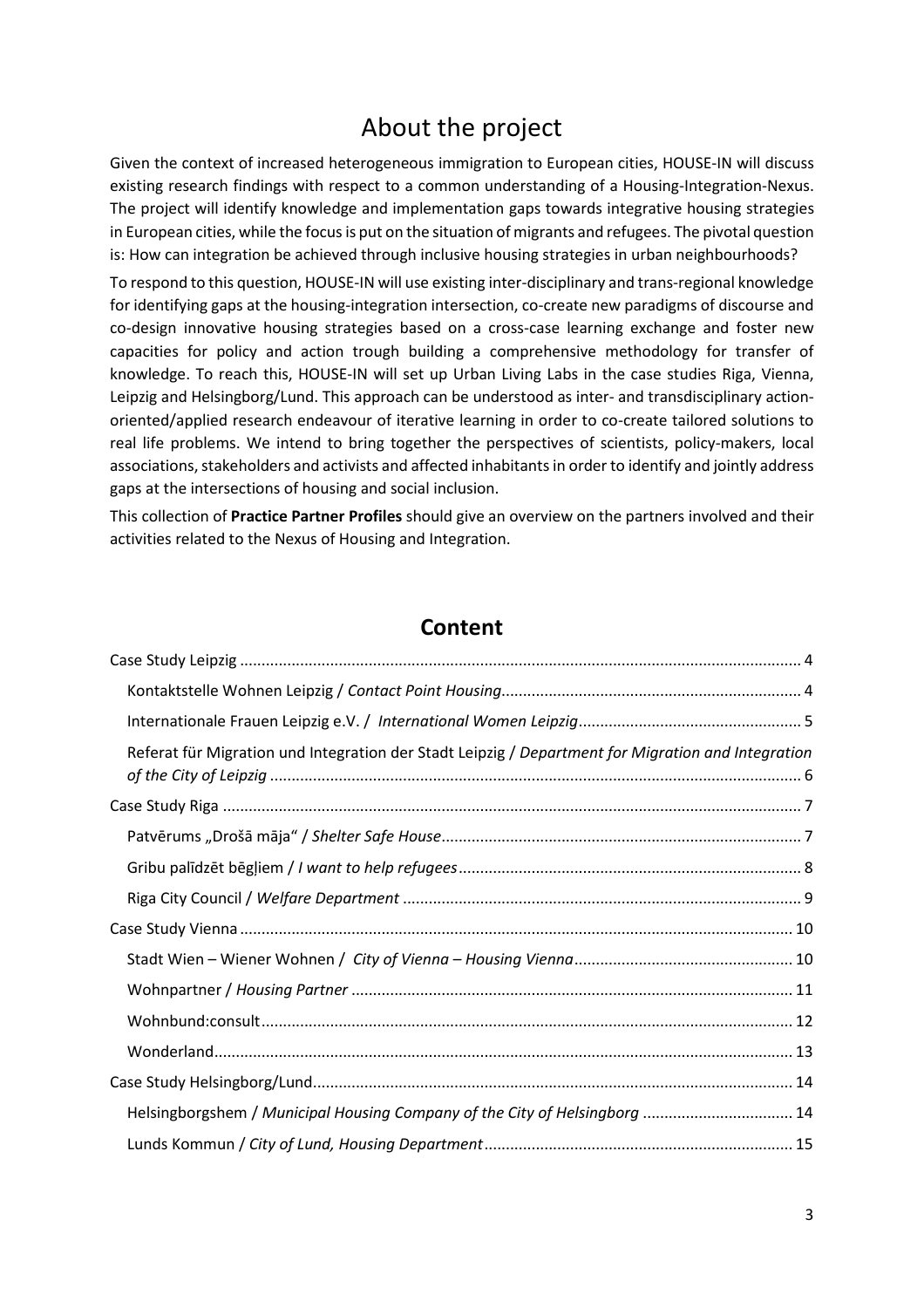# About the project

Given the context of increased heterogeneous immigration to European cities, HOUSE-IN will discuss existing research findings with respect to a common understanding of a Housing-Integration-Nexus. The project will identify knowledge and implementation gaps towards integrative housing strategies in European cities, while the focus is put on the situation of migrants and refugees. The pivotal question is: How can integration be achieved through inclusive housing strategies in urban neighbourhoods?

To respond to this question, HOUSE-IN will use existing inter-disciplinary and trans-regional knowledge for identifying gaps at the housing-integration intersection, co-create new paradigms of discourse and co-design innovative housing strategies based on a cross-case learning exchange and foster new capacities for policy and action trough building a comprehensive methodology for transfer of knowledge. To reach this, HOUSE-IN will set up Urban Living Labs in the case studies Riga, Vienna, Leipzig and Helsingborg/Lund. This approach can be understood as inter- and transdisciplinary action-oriented/applied research endeavour of iterative learning in order to co-create tailored solutions to real life problems. We intend to bring together the perspectives of scientists, policy-makers, local associations, stakeholders and activists and affected inhabitants in order to identify and jointly address gaps at the intersections of housing and social inclusion.

This collection of **Practice Partner Profiles** should give an overview on the partners involved and their activities related to the Nexus of Housing and Integration.

## Content

- Case Study Leipzig ..... 4
  - Kontaktstelle Wohnen Leipzig / *Contact Point Housing* ..... 4
  - Internationale Frauen Leipzig e.V. / *International Women Leipzig* ..... 5
  - Referat für Migration und Integration der Stadt Leipzig / *Department for Migration and Integration of the City of Leipzig* ..... 6
- Case Study Riga ..... 7
  - Patvērums „Drošā māja" / *Shelter Safe House* ..... 7
  - Gribu palīdzēt bēgļiem / *I want to help refugees* ..... 8
  - Riga City Council / *Welfare Department* ..... 9
- Case Study Vienna ..... 10
  - Stadt Wien – Wiener Wohnen / *City of Vienna – Housing Vienna* ..... 10
  - Wohnpartner / *Housing Partner* ..... 11
  - Wohnbund:consult ..... 12
  - Wonderland ..... 13
- Case Study Helsingborg/Lund ..... 14
  - Helsingborgshem / *Municipal Housing Company of the City of Helsingborg* ..... 14
  - Lunds Kommun / *City of Lund, Housing Department* ..... 15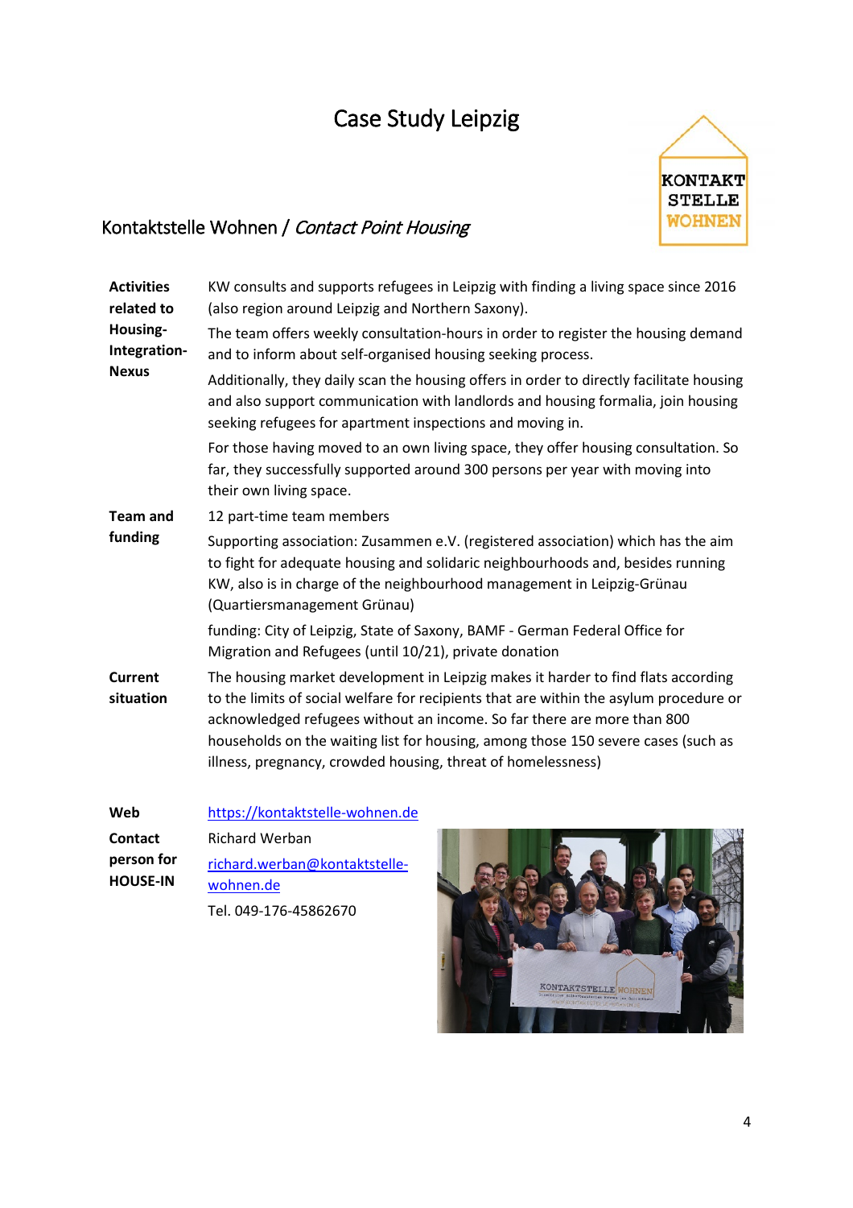# Case Study Leipzig

## Kontaktstelle Wohnen / *Contact Point Housing*

| | |
|---|---|
| **Activities related to Housing-Integration-Nexus** | KW consults and supports refugees in Leipzig with finding a living space since 2016 (also region around Leipzig and Northern Saxony).<br>The team offers weekly consultation-hours in order to register the housing demand and to inform about self-organised housing seeking process.<br>Additionally, they daily scan the housing offers in order to directly facilitate housing and also support communication with landlords and housing formalia, join housing seeking refugees for apartment inspections and moving in.<br>For those having moved to an own living space, they offer housing consultation. So far, they successfully supported around 300 persons per year with moving into their own living space. |
| **Team and funding** | 12 part-time team members<br>Supporting association: Zusammen e.V. (registered association) which has the aim to fight for adequate housing and solidaric neighbourhoods and, besides running KW, also is in charge of the neighbourhood management in Leipzig-Grünau (Quartiersmanagement Grünau)<br>funding: City of Leipzig, State of Saxony, BAMF - German Federal Office for Migration and Refugees (until 10/21), private donation |
| **Current situation** | The housing market development in Leipzig makes it harder to find flats according to the limits of social welfare for recipients that are within the asylum procedure or acknowledged refugees without an income. So far there are more than 800 households on the waiting list for housing, among those 150 severe cases (such as illness, pregnancy, crowded housing, threat of homelessness) |
| **Web** | https://kontaktstelle-wohnen.de |
| **Contact person for HOUSE-IN** | Richard Werban<br>richard.werban@kontaktstelle-wohnen.de<br>Tel. 049-176-45862670 |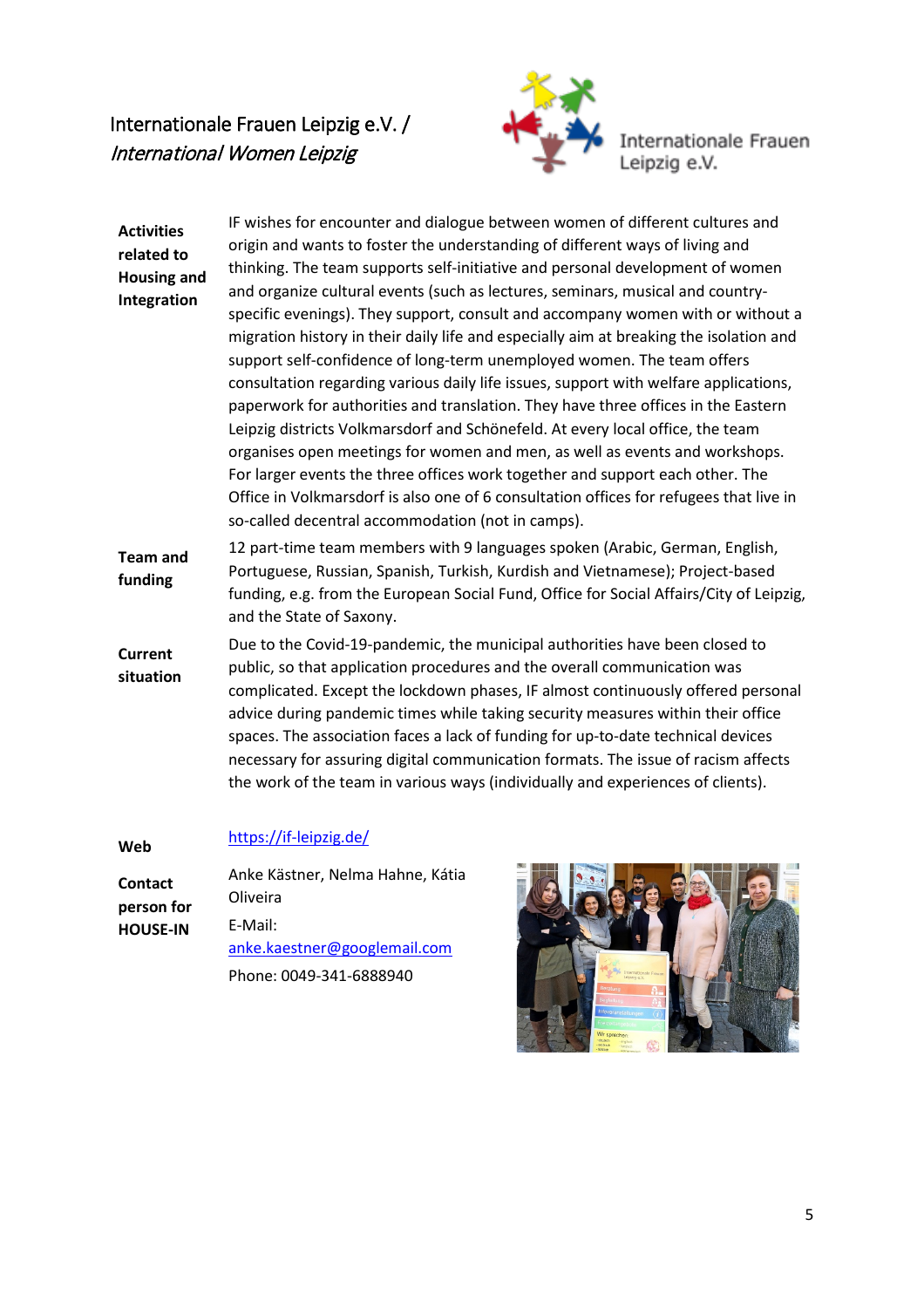# Internationale Frauen Leipzig e.V. / *International Women Leipzig*

**Activities related to Housing and Integration**

IF wishes for encounter and dialogue between women of different cultures and origin and wants to foster the understanding of different ways of living and thinking. The team supports self-initiative and personal development of women and organize cultural events (such as lectures, seminars, musical and country-specific evenings). They support, consult and accompany women with or without a migration history in their daily life and especially aim at breaking the isolation and support self-confidence of long-term unemployed women. The team offers consultation regarding various daily life issues, support with welfare applications, paperwork for authorities and translation. They have three offices in the Eastern Leipzig districts Volkmarsdorf and Schönefeld. At every local office, the team organises open meetings for women and men, as well as events and workshops. For larger events the three offices work together and support each other. The Office in Volkmarsdorf is also one of 6 consultation offices for refugees that live in so-called decentral accommodation (not in camps).

**Team and funding**

12 part-time team members with 9 languages spoken (Arabic, German, English, Portuguese, Russian, Spanish, Turkish, Kurdish and Vietnamese); Project-based funding, e.g. from the European Social Fund, Office for Social Affairs/City of Leipzig, and the State of Saxony.

**Current situation**

Due to the Covid-19-pandemic, the municipal authorities have been closed to public, so that application procedures and the overall communication was complicated. Except the lockdown phases, IF almost continuously offered personal advice during pandemic times while taking security measures within their office spaces. The association faces a lack of funding for up-to-date technical devices necessary for assuring digital communication formats. The issue of racism affects the work of the team in various ways (individually and experiences of clients).

**Web**

https://if-leipzig.de/

**Contact person for HOUSE-IN**

Anke Kästner, Nelma Hahne, Kátia Oliveira

E-Mail: anke.kaestner@googlemail.com

Phone: 0049-341-6888940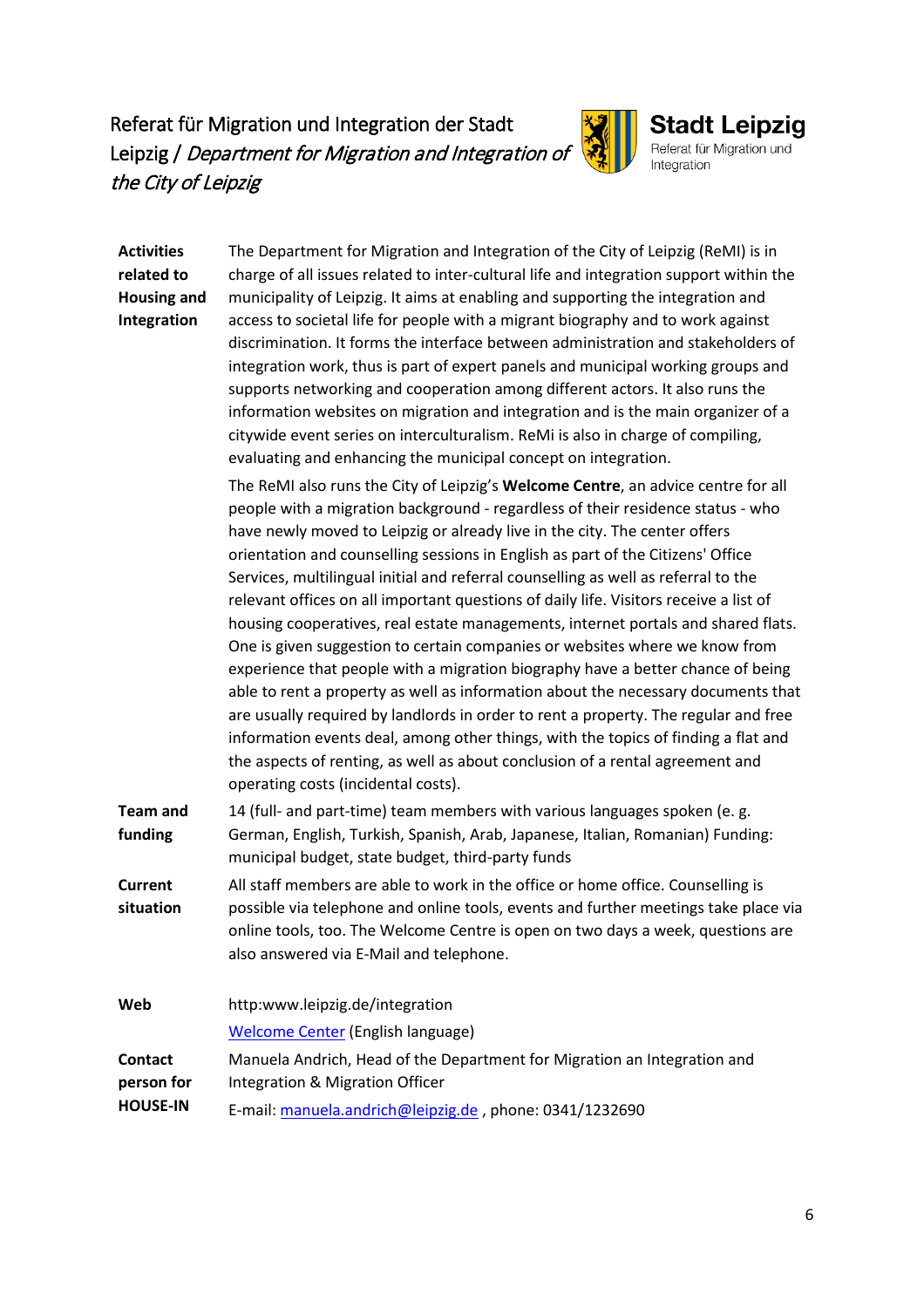## Referat für Migration und Integration der Stadt Leipzig / *Department for Migration and Integration of the City of Leipzig*

**Stadt Leipzig**
Referat für Migration und Integration

| | |
|---|---|
| **Activities related to Housing and Integration** | The Department for Migration and Integration of the City of Leipzig (ReMI) is in charge of all issues related to inter-cultural life and integration support within the municipality of Leipzig. It aims at enabling and supporting the integration and access to societal life for people with a migrant biography and to work against discrimination. It forms the interface between administration and stakeholders of integration work, thus is part of expert panels and municipal working groups and supports networking and cooperation among different actors. It also runs the information websites on migration and integration and is the main organizer of a citywide event series on interculturalism. ReMi is also in charge of compiling, evaluating and enhancing the municipal concept on integration.<br><br>The ReMI also runs the City of Leipzig's **Welcome Centre**, an advice centre for all people with a migration background - regardless of their residence status - who have newly moved to Leipzig or already live in the city. The center offers orientation and counselling sessions in English as part of the Citizens' Office Services, multilingual initial and referral counselling as well as referral to the relevant offices on all important questions of daily life. Visitors receive a list of housing cooperatives, real estate managements, internet portals and shared flats. One is given suggestion to certain companies or websites where we know from experience that people with a migration biography have a better chance of being able to rent a property as well as information about the necessary documents that are usually required by landlords in order to rent a property. The regular and free information events deal, among other things, with the topics of finding a flat and the aspects of renting, as well as about conclusion of a rental agreement and operating costs (incidental costs). |
| **Team and funding** | 14 (full- and part-time) team members with various languages spoken (e. g. German, English, Turkish, Spanish, Arab, Japanese, Italian, Romanian) Funding: municipal budget, state budget, third-party funds |
| **Current situation** | All staff members are able to work in the office or home office. Counselling is possible via telephone and online tools, events and further meetings take place via online tools, too. The Welcome Centre is open on two days a week, questions are also answered via E-Mail and telephone. |
| **Web** | http:www.leipzig.de/integration<br>Welcome Center (English language) |
| **Contact person for HOUSE-IN** | Manuela Andrich, Head of the Department for Migration an Integration and Integration & Migration Officer<br>E-mail: manuela.andrich@leipzig.de , phone: 0341/1232690 |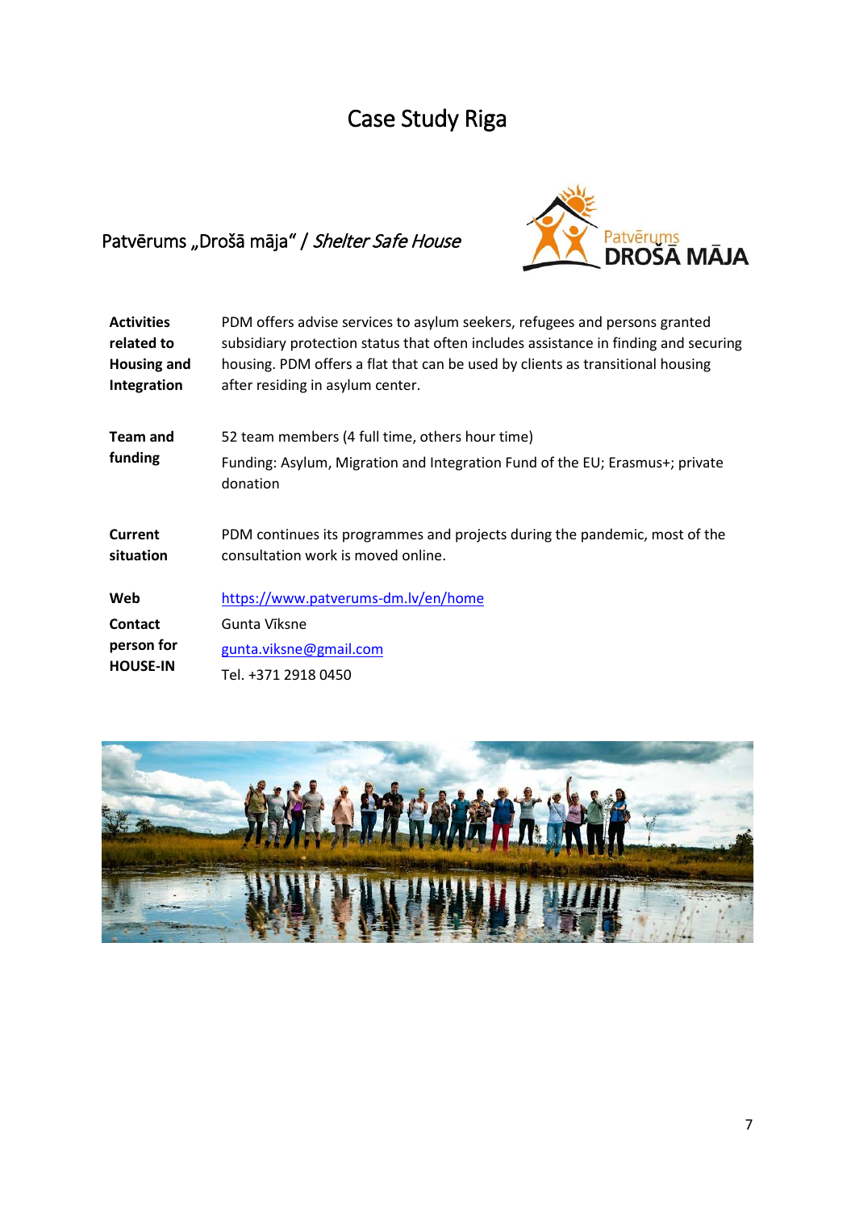# Case Study Riga

## Patvērums „Drošā māja" / *Shelter Safe House*

| | |
|---|---|
| **Activities related to Housing and Integration** | PDM offers advise services to asylum seekers, refugees and persons granted subsidiary protection status that often includes assistance in finding and securing housing. PDM offers a flat that can be used by clients as transitional housing after residing in asylum center. |
| **Team and funding** | 52 team members (4 full time, others hour time)<br>Funding: Asylum, Migration and Integration Fund of the EU; Erasmus+; private donation |
| **Current situation** | PDM continues its programmes and projects during the pandemic, most of the consultation work is moved online. |
| **Web** | [https://www.patverums-dm.lv/en/home](https://www.patverums-dm.lv/en/home) |
| **Contact person for HOUSE-IN** | Gunta Vīksne<br>[gunta.viksne@gmail.com](mailto:gunta.viksne@gmail.com)<br>Tel. +371 2918 0450 |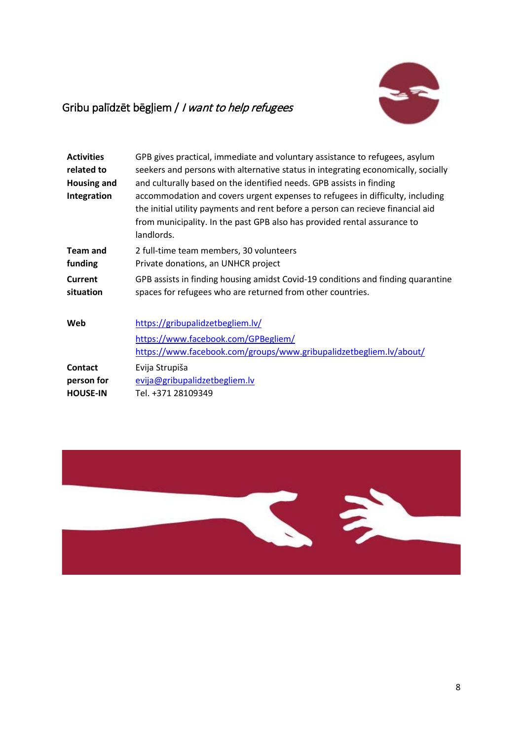## Gribu palīdzēt bēgļiem / *I want to help refugees*

| | |
|---|---|
| **Activities related to Housing and Integration** | GPB gives practical, immediate and voluntary assistance to refugees, asylum seekers and persons with alternative status in integrating economically, socially and culturally based on the identified needs. GPB assists in finding accommodation and covers urgent expenses to refugees in difficulty, including the initial utility payments and rent before a person can recieve financial aid from municipality. In the past GPB also has provided rental assurance to landlords. |
| **Team and funding** | 2 full-time team members, 30 volunteers<br>Private donations, an UNHCR project |
| **Current situation** | GPB assists in finding housing amidst Covid-19 conditions and finding quarantine spaces for refugees who are returned from other countries. |
| **Web** | https://gribupalidzetbegliem.lv/<br>https://www.facebook.com/GPBegliem/<br>https://www.facebook.com/groups/www.gribupalidzetbegliem.lv/about/ |
| **Contact person for HOUSE-IN** | Evija Strupiša<br>evija@gribupalidzetbegliem.lv<br>Tel. +371 28109349 |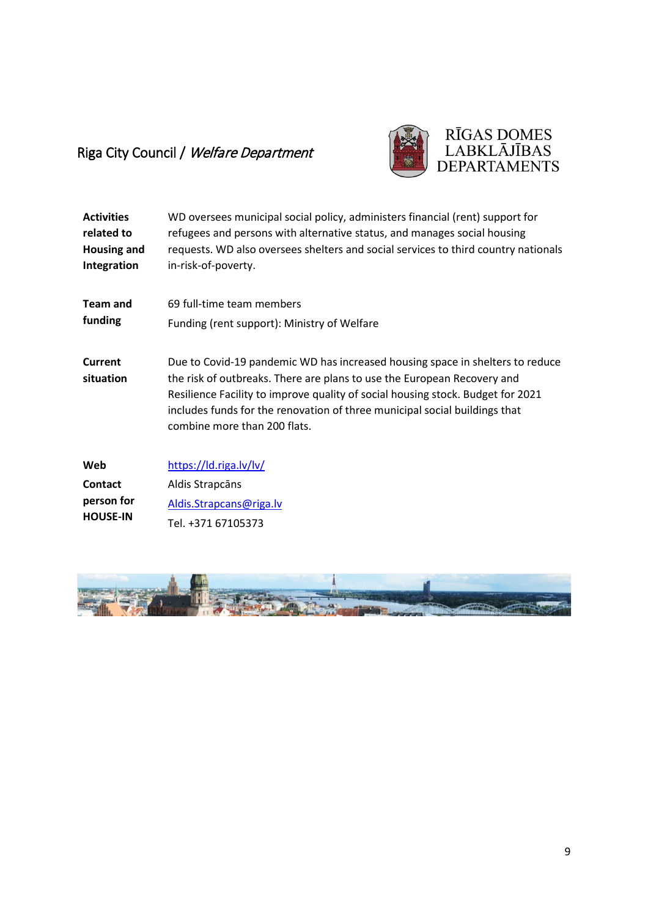## Riga City Council / *Welfare Department*

RĪGAS DOMES
LABKLĀJĪBAS
DEPARTAMENTS

| | |
|---|---|
| **Activities related to Housing and Integration** | WD oversees municipal social policy, administers financial (rent) support for refugees and persons with alternative status, and manages social housing requests. WD also oversees shelters and social services to third country nationals in-risk-of-poverty. |
| **Team and funding** | 69 full-time team members<br>Funding (rent support): Ministry of Welfare |
| **Current situation** | Due to Covid-19 pandemic WD has increased housing space in shelters to reduce the risk of outbreaks. There are plans to use the European Recovery and Resilience Facility to improve quality of social housing stock. Budget for 2021 includes funds for the renovation of three municipal social buildings that combine more than 200 flats. |
| **Web** | https://ld.riga.lv/lv/ |
| **Contact person for HOUSE-IN** | Aldis Strapcāns<br>Aldis.Strapcans@riga.lv<br>Tel. +371 67105373 |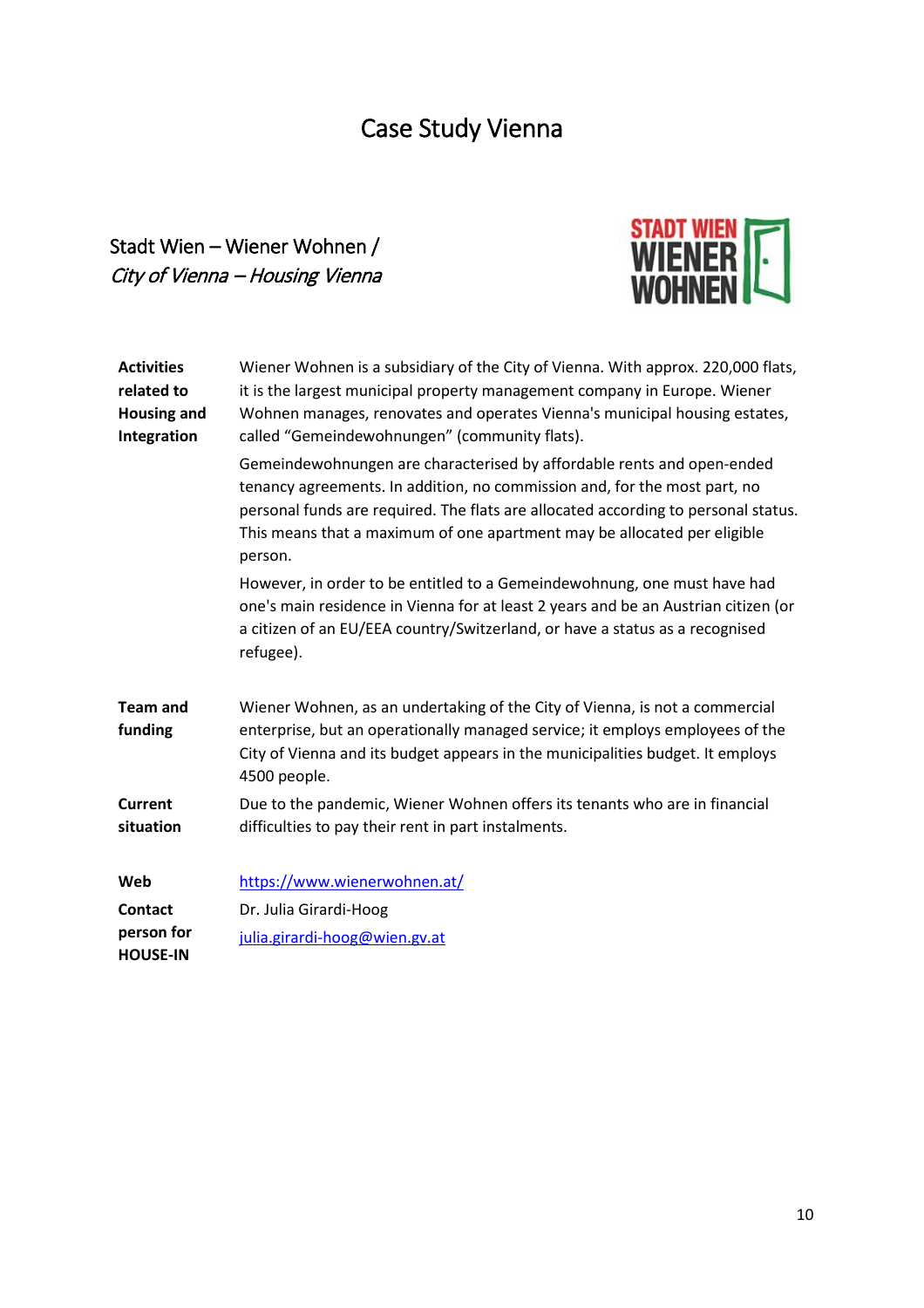# Case Study Vienna

## Stadt Wien – Wiener Wohnen / *City of Vienna – Housing Vienna*

| | |
|---|---|
| **Activities related to Housing and Integration** | Wiener Wohnen is a subsidiary of the City of Vienna. With approx. 220,000 flats, it is the largest municipal property management company in Europe. Wiener Wohnen manages, renovates and operates Vienna's municipal housing estates, called "Gemeindewohnungen" (community flats).<br><br>Gemeindewohnungen are characterised by affordable rents and open-ended tenancy agreements. In addition, no commission and, for the most part, no personal funds are required. The flats are allocated according to personal status. This means that a maximum of one apartment may be allocated per eligible person.<br><br>However, in order to be entitled to a Gemeindewohnung, one must have had one's main residence in Vienna for at least 2 years and be an Austrian citizen (or a citizen of an EU/EEA country/Switzerland, or have a status as a recognised refugee). |
| **Team and funding** | Wiener Wohnen, as an undertaking of the City of Vienna, is not a commercial enterprise, but an operationally managed service; it employs employees of the City of Vienna and its budget appears in the municipalities budget. It employs 4500 people. |
| **Current situation** | Due to the pandemic, Wiener Wohnen offers its tenants who are in financial difficulties to pay their rent in part instalments. |
| **Web** | https://www.wienerwohnen.at/ |
| **Contact person for HOUSE-IN** | Dr. Julia Girardi-Hoog<br>julia.girardi-hoog@wien.gv.at |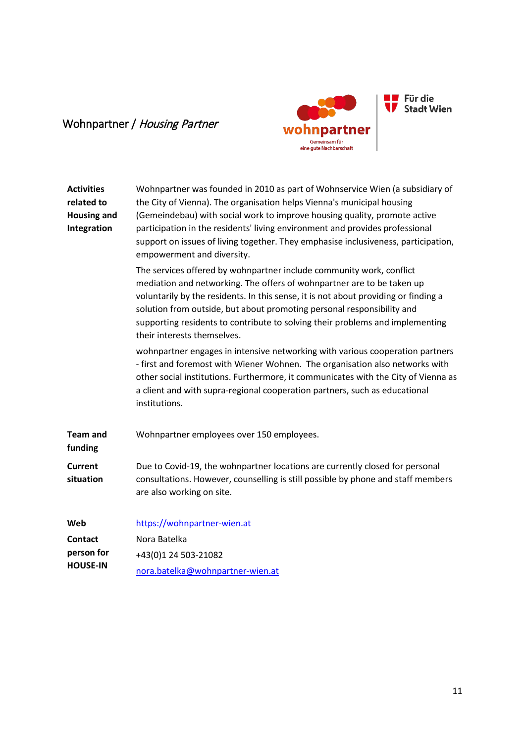## Wohnpartner / *Housing Partner*

| | |
|---|---|
| **Activities related to Housing and Integration** | Wohnpartner was founded in 2010 as part of Wohnservice Wien (a subsidiary of the City of Vienna). The organisation helps Vienna's municipal housing (Gemeindebau) with social work to improve housing quality, promote active participation in the residents' living environment and provides professional support on issues of living together. They emphasise inclusiveness, participation, empowerment and diversity.<br><br>The services offered by wohnpartner include community work, conflict mediation and networking. The offers of wohnpartner are to be taken up voluntarily by the residents. In this sense, it is not about providing or finding a solution from outside, but about promoting personal responsibility and supporting residents to contribute to solving their problems and implementing their interests themselves.<br><br>wohnpartner engages in intensive networking with various cooperation partners - first and foremost with Wiener Wohnen. The organisation also networks with other social institutions. Furthermore, it communicates with the City of Vienna as a client and with supra-regional cooperation partners, such as educational institutions. |
| **Team and funding** | Wohnpartner employees over 150 employees. |
| **Current situation** | Due to Covid-19, the wohnpartner locations are currently closed for personal consultations. However, counselling is still possible by phone and staff members are also working on site. |
| **Web** | https://wohnpartner-wien.at |
| **Contact person for HOUSE-IN** | Nora Batelka<br>+43(0)1 24 503-21082<br>nora.batelka@wohnpartner-wien.at |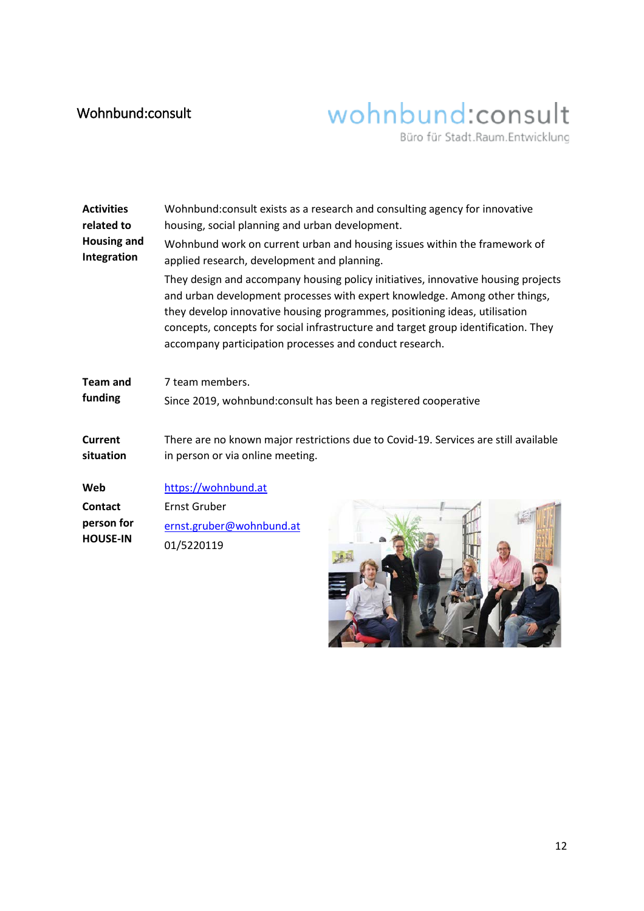## Wohnbund:consult

wohnbund:consult
Büro für Stadt.Raum.Entwicklung

**Activities related to Housing and Integration**

Wohnbund:consult exists as a research and consulting agency for innovative housing, social planning and urban development.

Wohnbund work on current urban and housing issues within the framework of applied research, development and planning.

They design and accompany housing policy initiatives, innovative housing projects and urban development processes with expert knowledge. Among other things, they develop innovative housing programmes, positioning ideas, utilisation concepts, concepts for social infrastructure and target group identification. They accompany participation processes and conduct research.

**Team and funding**

7 team members.

Since 2019, wohnbund:consult has been a registered cooperative

**Current situation**

There are no known major restrictions due to Covid-19. Services are still available in person or via online meeting.

**Web**

https://wohnbund.at

**Contact person for HOUSE-IN**

Ernst Gruber

ernst.gruber@wohnbund.at

01/5220119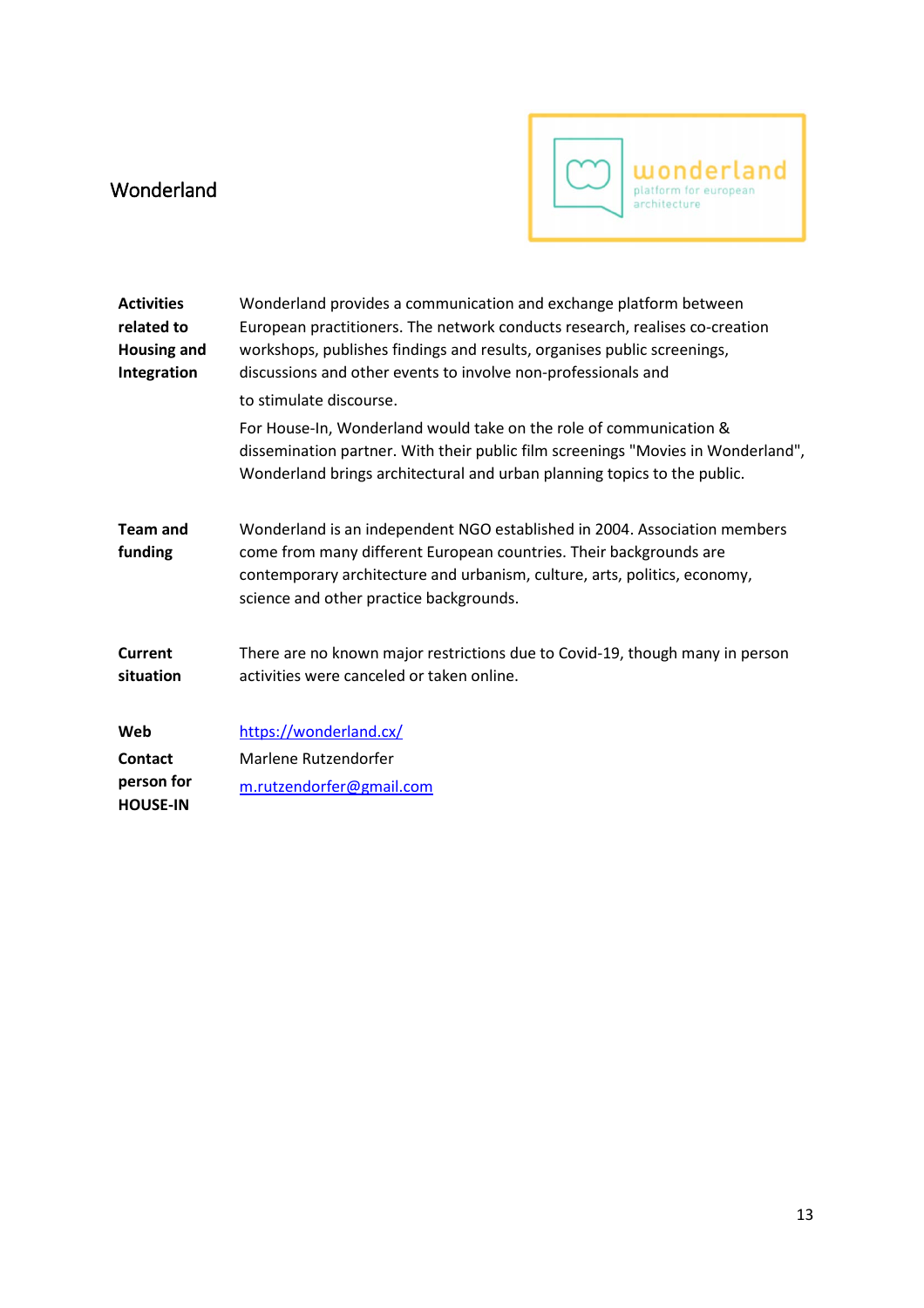# Wonderland

| | |
|---|---|
| **Activities related to Housing and Integration** | Wonderland provides a communication and exchange platform between European practitioners. The network conducts research, realises co-creation workshops, publishes findings and results, organises public screenings, discussions and other events to involve non-professionals and to stimulate discourse.<br><br>For House-In, Wonderland would take on the role of communication & dissemination partner. With their public film screenings "Movies in Wonderland", Wonderland brings architectural and urban planning topics to the public. |
| **Team and funding** | Wonderland is an independent NGO established in 2004. Association members come from many different European countries. Their backgrounds are contemporary architecture and urbanism, culture, arts, politics, economy, science and other practice backgrounds. |
| **Current situation** | There are no known major restrictions due to Covid-19, though many in person activities were canceled or taken online. |
| **Web** | https://wonderland.cx/ |
| **Contact person for HOUSE-IN** | Marlene Rutzendorfer<br>m.rutzendorfer@gmail.com |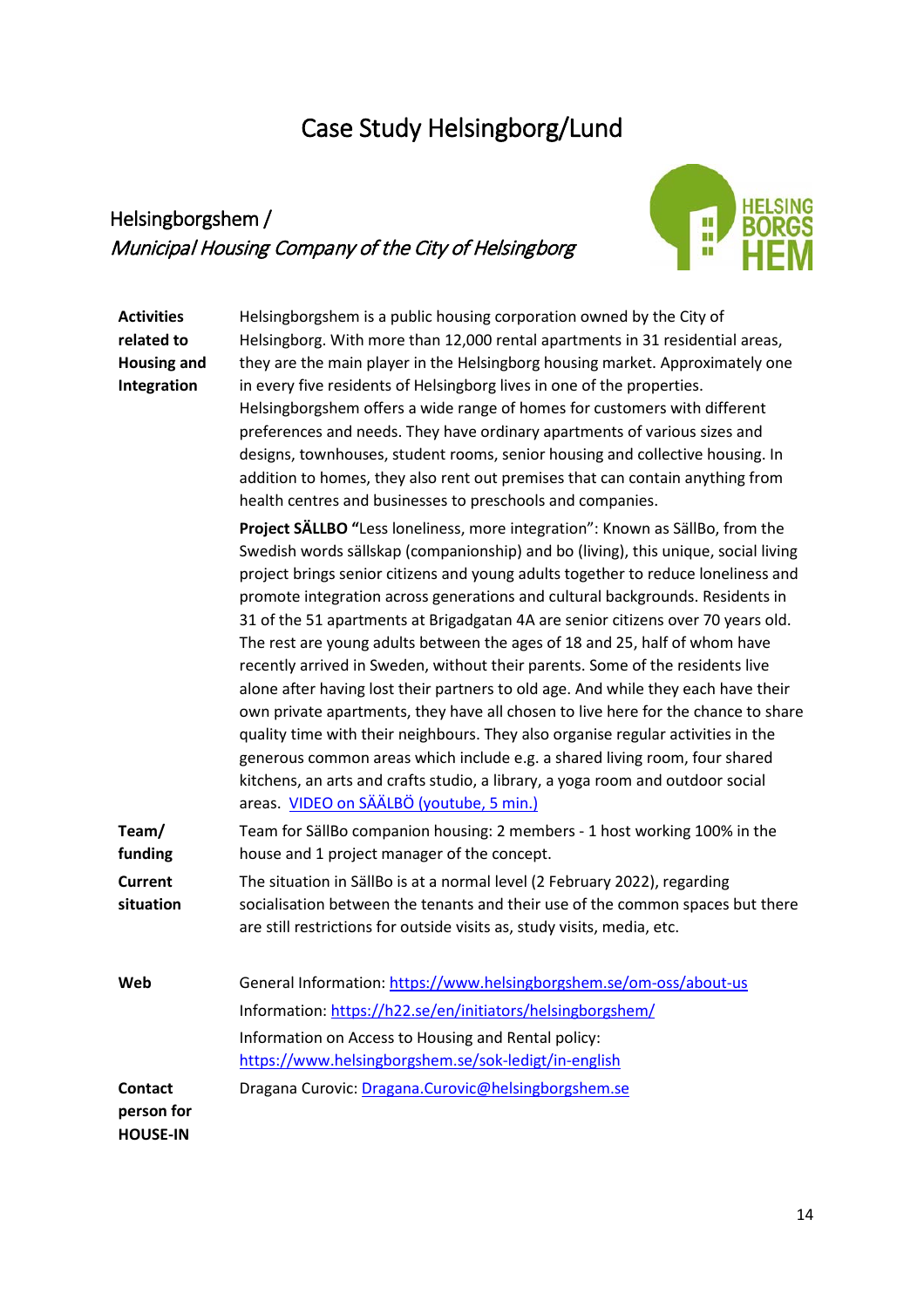# Case Study Helsingborg/Lund

## Helsingborgshem / *Municipal Housing Company of the City of Helsingborg*

| | |
|---|---|
| **Activities related to Housing and Integration** | Helsingborgshem is a public housing corporation owned by the City of Helsingborg. With more than 12,000 rental apartments in 31 residential areas, they are the main player in the Helsingborg housing market. Approximately one in every five residents of Helsingborg lives in one of the properties. Helsingborgshem offers a wide range of homes for customers with different preferences and needs. They have ordinary apartments of various sizes and designs, townhouses, student rooms, senior housing and collective housing. In addition to homes, they also rent out premises that can contain anything from health centres and businesses to preschools and companies.<br><br>**Project SÄLLBO "**Less loneliness, more integration": Known as SällBo, from the Swedish words sällskap (companionship) and bo (living), this unique, social living project brings senior citizens and young adults together to reduce loneliness and promote integration across generations and cultural backgrounds. Residents in 31 of the 51 apartments at Brigadgatan 4A are senior citizens over 70 years old. The rest are young adults between the ages of 18 and 25, half of whom have recently arrived in Sweden, without their parents. Some of the residents live alone after having lost their partners to old age. And while they each have their own private apartments, they have all chosen to live here for the chance to share quality time with their neighbours. They also organise regular activities in the generous common areas which include e.g. a shared living room, four shared kitchens, an arts and crafts studio, a library, a yoga room and outdoor social areas. [VIDEO on SÄÄLBÖ (youtube, 5 min.)] |
| **Team/ funding** | Team for SällBo companion housing: 2 members - 1 host working 100% in the house and 1 project manager of the concept. |
| **Current situation** | The situation in SällBo is at a normal level (2 February 2022), regarding socialisation between the tenants and their use of the common spaces but there are still restrictions for outside visits as, study visits, media, etc. |
| **Web** | General Information: https://www.helsingborgshem.se/om-oss/about-us<br><br>Information: https://h22.se/en/initiators/helsingborgshem/<br><br>Information on Access to Housing and Rental policy: https://www.helsingborgshem.se/sok-ledigt/in-english |
| **Contact person for HOUSE-IN** | Dragana Curovic: Dragana.Curovic@helsingborgshem.se |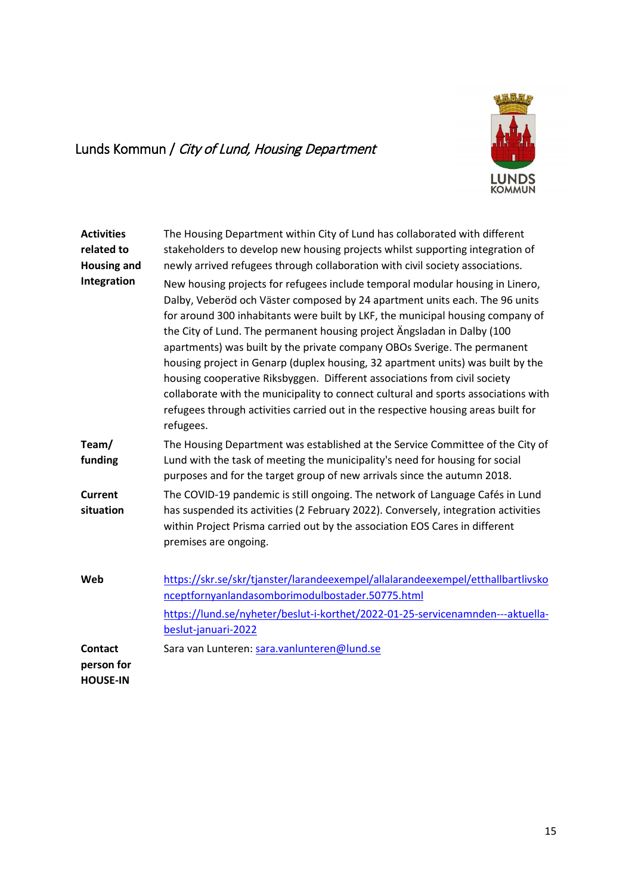## Lunds Kommun / *City of Lund, Housing Department*

LUNDS KOMMUN

| | |
|---|---|
| **Activities related to Housing and Integration** | The Housing Department within City of Lund has collaborated with different stakeholders to develop new housing projects whilst supporting integration of newly arrived refugees through collaboration with civil society associations.<br><br>New housing projects for refugees include temporal modular housing in Linero, Dalby, Veberöd och Väster composed by 24 apartment units each. The 96 units for around 300 inhabitants were built by LKF, the municipal housing company of the City of Lund. The permanent housing project Ängsladan in Dalby (100 apartments) was built by the private company OBOs Sverige. The permanent housing project in Genarp (duplex housing, 32 apartment units) was built by the housing cooperative Riksbyggen. Different associations from civil society collaborate with the municipality to connect cultural and sports associations with refugees through activities carried out in the respective housing areas built for refugees. |
| **Team/ funding** | The Housing Department was established at the Service Committee of the City of Lund with the task of meeting the municipality's need for housing for social purposes and for the target group of new arrivals since the autumn 2018. |
| **Current situation** | The COVID-19 pandemic is still ongoing. The network of Language Cafés in Lund has suspended its activities (2 February 2022). Conversely, integration activities within Project Prisma carried out by the association EOS Cares in different premises are ongoing. |
| **Web** | https://skr.se/skr/tjanster/larandeexempel/allalarandeexempel/etthallbartlivskonceptfornyanlandasomborimodulbostader.50775.html<br><br>https://lund.se/nyheter/beslut-i-korthet/2022-01-25-servicenamnden---aktuella-beslut-januari-2022 |
| **Contact person for HOUSE-IN** | Sara van Lunteren: sara.vanlunteren@lund.se |